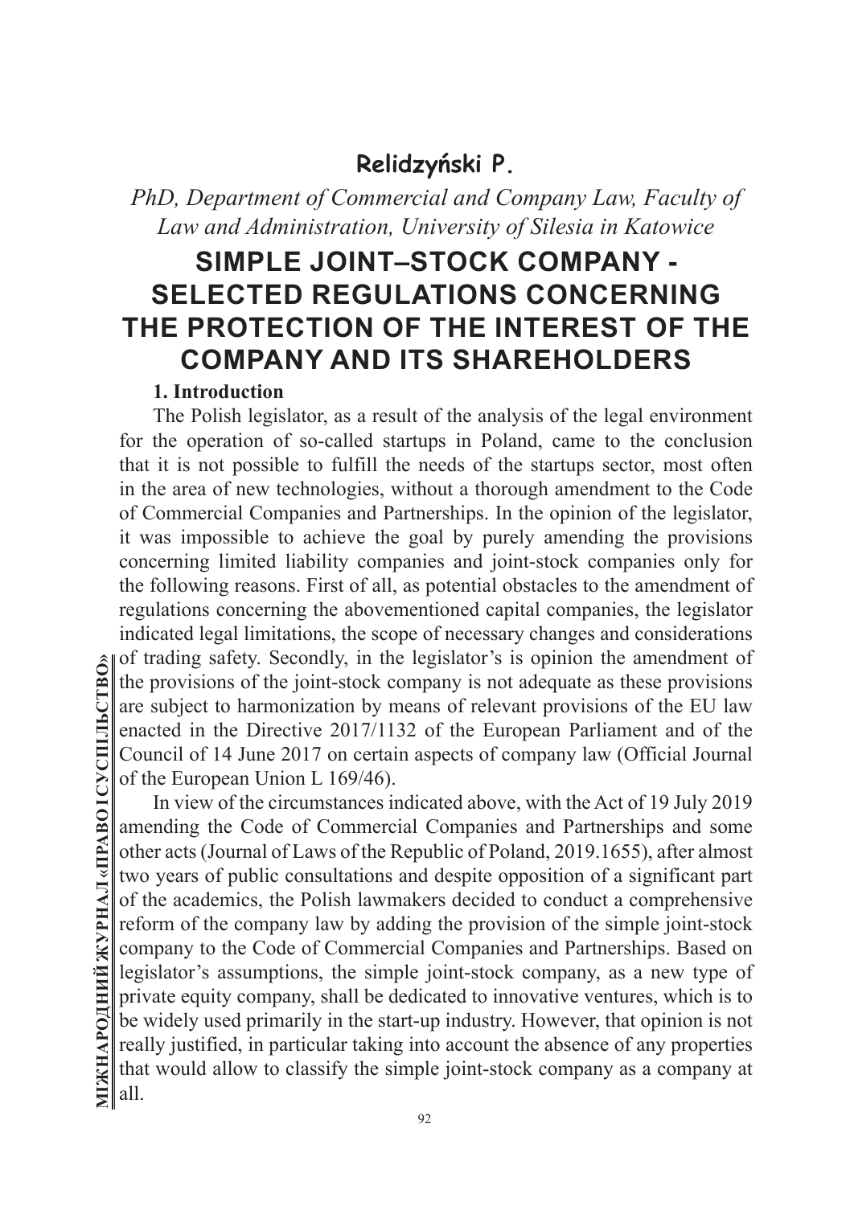**Relidzyński P.**

*PhD, Department of Commercial and Company Law, Faculty of Law and Administration, University of Silesia in Katowice*

# SIMPLE JOINT–STOCK COMPANY - SELECTED REGULATIONS CONCERNING THE PROTECTION OF THE INTEREST OF THE COMPANY AND ITS SHAREHOLDERS

## 1. Introduction

The Polish legislator, as a result of the analysis of the legal environment for the operation of so-called startups in Poland, came to the conclusion that it is not possible to fulfill the needs of the startups sector, most often in the area of new technologies, without a thorough amendment to the Code of Commercial Companies and Partnerships. In the opinion of the legislator, it was impossible to achieve the goal by purely amending the provisions concerning limited liability companies and joint-stock companies only for the following reasons. First of all, as potential obstacles to the amendment of regulations concerning the abovementioned capital companies, the legislator indicated legal limitations, the scope of necessary changes and considerations of trading safety. Secondly, in the legislator's is opinion the amendment of the provisions of the joint-stock company is not adequate as these provisions are subject to harmonization by means of relevant provisions of the EU law enacted in the Directive 2017/1132 of the European Parliament and of the Council of 14 June 2017 on certain aspects of company law (Official Journal of the European Union L 169/46).

In view of the circumstances indicated above, with the Act of 19 July 2019 amending the Code of Commercial Companies and Partnerships and some other acts (Journal of Laws of the Republic of Poland, 2019.1655), after almost two years of public consultations and despite opposition of a significant part of the academics, the Polish lawmakers decided to conduct a comprehensive reform of the company law by adding the provision of the simple joint-stock company to the Code of Commercial Companies and Partnerships. Based on legislator's assumptions, the simple joint-stock company, as a new type of private equity company, shall be dedicated to innovative ventures, which is to be widely used primarily in the start-up industry. However, that opinion is not really justified, in particular taking into account the absence of any properties that would allow to classify the simple joint-stock company as a company at all.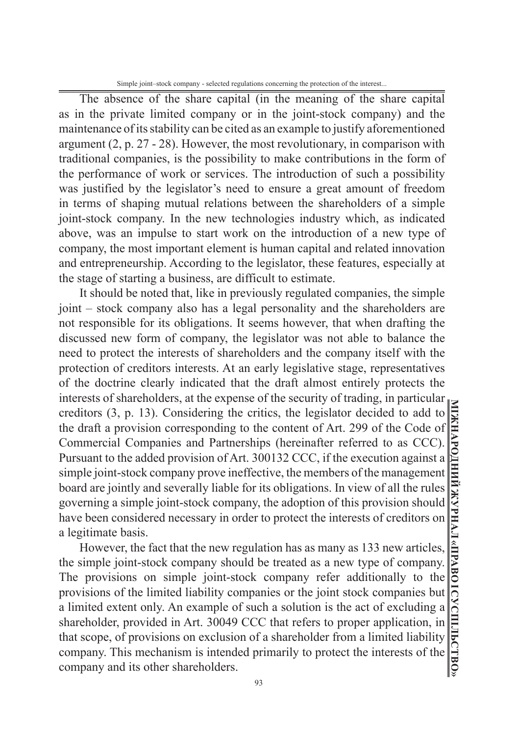The absence of the share capital (in the meaning of the share capital as in the private limited company or in the joint-stock company) and the maintenance of its stability can be cited as an example to justify aforementioned argument (2, p. 27 - 28). However, the most revolutionary, in comparison with traditional companies, is the possibility to make contributions in the form of the performance of work or services. The introduction of such a possibility was justified by the legislator's need to ensure a great amount of freedom in terms of shaping mutual relations between the shareholders of a simple joint-stock company. In the new technologies industry which, as indicated above, was an impulse to start work on the introduction of a new type of company, the most important element is human capital and related innovation and entrepreneurship. According to the legislator, these features, especially at the stage of starting a business, are difficult to estimate.

It should be noted that, like in previously regulated companies, the simple joint – stock company also has a legal personality and the shareholders are not responsible for its obligations. It seems however, that when drafting the discussed new form of company, the legislator was not able to balance the need to protect the interests of shareholders and the company itself with the protection of creditors interests. At an early legislative stage, representatives of the doctrine clearly indicated that the draft almost entirely protects the interests of shareholders, at the expense of the security of trading, in particular creditors (3, p. 13). Considering the critics, the legislator decided to add to the draft a provision corresponding to the content of Art. 299 of the Code of Commercial Companies and Partnerships (hereinafter referred to as CCC). Pursuant to the added provision of Art. 300132 CCC, if the execution against a simple joint-stock company prove ineffective, the members of the management board are jointly and severally liable for its obligations. In view of all the rules governing a simple joint-stock company, the adoption of this provision should have been considered necessary in order to protect the interests of creditors on a legitimate basis.

However, the fact that the new regulation has as many as 133 new articles, the simple joint-stock company should be treated as a new type of company. The provisions on simple joint-stock company refer additionally to the provisions of the limited liability companies or the joint stock companies but a limited extent only. An example of such a solution is the act of excluding a shareholder, provided in Art. 30049 CCC that refers to proper application, in that scope, of provisions on exclusion of a shareholder from a limited liability company. This mechanism is intended primarily to protect the interests of the company and its other shareholders.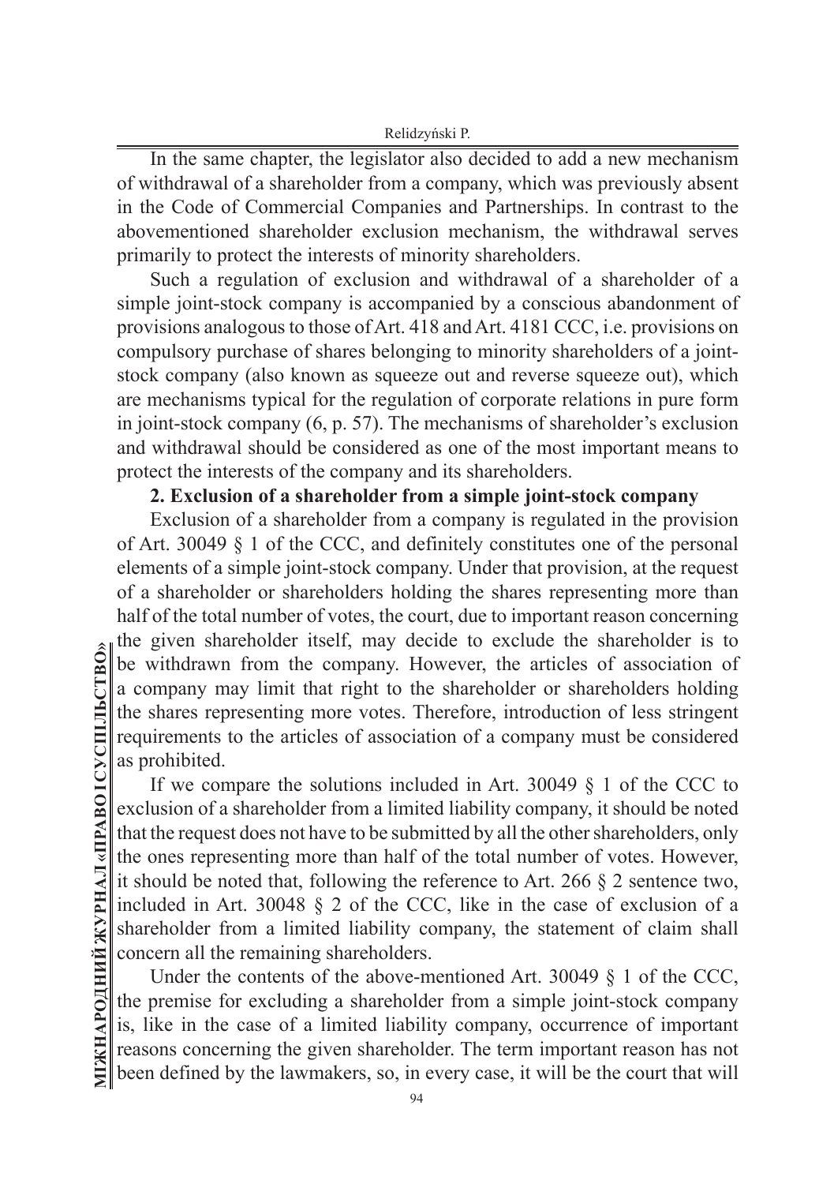In the same chapter, the legislator also decided to add a new mechanism of withdrawal of a shareholder from a company, which was previously absent in the Code of Commercial Companies and Partnerships. In contrast to the abovementioned shareholder exclusion mechanism, the withdrawal serves primarily to protect the interests of minority shareholders.

Such a regulation of exclusion and withdrawal of a shareholder of a simple joint-stock company is accompanied by a conscious abandonment of provisions analogous to those of Art. 418 and Art. 4181 CCC, i.e. provisions on compulsory purchase of shares belonging to minority shareholders of a joint-stock company (also known as squeeze out and reverse squeeze out), which are mechanisms typical for the regulation of corporate relations in pure form in joint-stock company (6, p. 57). The mechanisms of shareholder's exclusion and withdrawal should be considered as one of the most important means to protect the interests of the company and its shareholders.

## 2. Exclusion of a shareholder from a simple joint-stock company

Exclusion of a shareholder from a company is regulated in the provision of Art. 30049 § 1 of the CCC, and definitely constitutes one of the personal elements of a simple joint-stock company. Under that provision, at the request of a shareholder or shareholders holding the shares representing more than half of the total number of votes, the court, due to important reason concerning the given shareholder itself, may decide to exclude the shareholder is to be withdrawn from the company. However, the articles of association of a company may limit that right to the shareholder or shareholders holding the shares representing more votes. Therefore, introduction of less stringent requirements to the articles of association of a company must be considered as prohibited.

If we compare the solutions included in Art. 30049 § 1 of the CCC to exclusion of a shareholder from a limited liability company, it should be noted that the request does not have to be submitted by all the other shareholders, only the ones representing more than half of the total number of votes. However, it should be noted that, following the reference to Art. 266 § 2 sentence two, included in Art. 30048 § 2 of the CCC, like in the case of exclusion of a shareholder from a limited liability company, the statement of claim shall concern all the remaining shareholders.

Under the contents of the above-mentioned Art. 30049 § 1 of the CCC, the premise for excluding a shareholder from a simple joint-stock company is, like in the case of a limited liability company, occurrence of important reasons concerning the given shareholder. The term important reason has not been defined by the lawmakers, so, in every case, it will be the court that will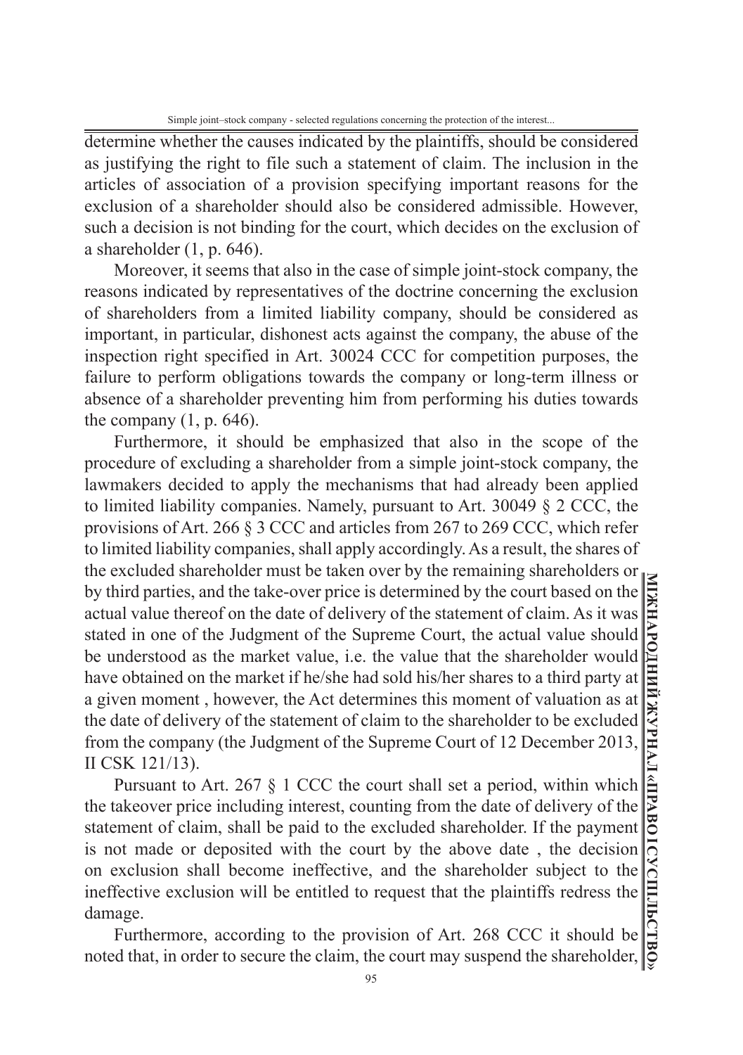determine whether the causes indicated by the plaintiffs, should be considered as justifying the right to file such a statement of claim. The inclusion in the articles of association of a provision specifying important reasons for the exclusion of a shareholder should also be considered admissible. However, such a decision is not binding for the court, which decides on the exclusion of a shareholder (1, p. 646).

Moreover, it seems that also in the case of simple joint-stock company, the reasons indicated by representatives of the doctrine concerning the exclusion of shareholders from a limited liability company, should be considered as important, in particular, dishonest acts against the company, the abuse of the inspection right specified in Art. 30024 CCC for competition purposes, the failure to perform obligations towards the company or long-term illness or absence of a shareholder preventing him from performing his duties towards the company (1, p. 646).

Furthermore, it should be emphasized that also in the scope of the procedure of excluding a shareholder from a simple joint-stock company, the lawmakers decided to apply the mechanisms that had already been applied to limited liability companies. Namely, pursuant to Art. 30049 § 2 CCC, the provisions of Art. 266 § 3 CCC and articles from 267 to 269 CCC, which refer to limited liability companies, shall apply accordingly. As a result, the shares of the excluded shareholder must be taken over by the remaining shareholders or by third parties, and the take-over price is determined by the court based on the actual value thereof on the date of delivery of the statement of claim. As it was stated in one of the Judgment of the Supreme Court, the actual value should be understood as the market value, i.e. the value that the shareholder would have obtained on the market if he/she had sold his/her shares to a third party at a given moment , however, the Act determines this moment of valuation as at the date of delivery of the statement of claim to the shareholder to be excluded from the company (the Judgment of the Supreme Court of 12 December 2013, II CSK 121/13).

Pursuant to Art. 267 § 1 CCC the court shall set a period, within which the takeover price including interest, counting from the date of delivery of the statement of claim, shall be paid to the excluded shareholder. If the payment is not made or deposited with the court by the above date , the decision on exclusion shall become ineffective, and the shareholder subject to the ineffective exclusion will be entitled to request that the plaintiffs redress the damage.

Furthermore, according to the provision of Art. 268 CCC it should be noted that, in order to secure the claim, the court may suspend the shareholder,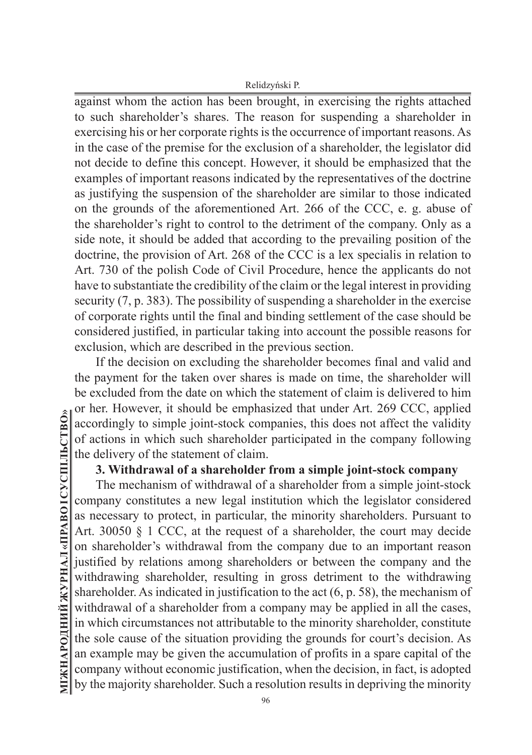against whom the action has been brought, in exercising the rights attached to such shareholder's shares. The reason for suspending a shareholder in exercising his or her corporate rights is the occurrence of important reasons. As in the case of the premise for the exclusion of a shareholder, the legislator did not decide to define this concept. However, it should be emphasized that the examples of important reasons indicated by the representatives of the doctrine as justifying the suspension of the shareholder are similar to those indicated on the grounds of the aforementioned Art. 266 of the CCC, e. g. abuse of the shareholder's right to control to the detriment of the company. Only as a side note, it should be added that according to the prevailing position of the doctrine, the provision of Art. 268 of the CCC is a lex specialis in relation to Art. 730 of the polish Code of Civil Procedure, hence the applicants do not have to substantiate the credibility of the claim or the legal interest in providing security (7, p. 383). The possibility of suspending a shareholder in the exercise of corporate rights until the final and binding settlement of the case should be considered justified, in particular taking into account the possible reasons for exclusion, which are described in the previous section.

If the decision on excluding the shareholder becomes final and valid and the payment for the taken over shares is made on time, the shareholder will be excluded from the date on which the statement of claim is delivered to him or her. However, it should be emphasized that under Art. 269 CCC, applied accordingly to simple joint-stock companies, this does not affect the validity of actions in which such shareholder participated in the company following the delivery of the statement of claim.

## 3. Withdrawal of a shareholder from a simple joint-stock company

The mechanism of withdrawal of a shareholder from a simple joint-stock company constitutes a new legal institution which the legislator considered as necessary to protect, in particular, the minority shareholders. Pursuant to Art. 30050 § 1 CCC, at the request of a shareholder, the court may decide on shareholder's withdrawal from the company due to an important reason justified by relations among shareholders or between the company and the withdrawing shareholder, resulting in gross detriment to the withdrawing shareholder. As indicated in justification to the act (6, p. 58), the mechanism of withdrawal of a shareholder from a company may be applied in all the cases, in which circumstances not attributable to the minority shareholder, constitute the sole cause of the situation providing the grounds for court's decision. As an example may be given the accumulation of profits in a spare capital of the company without economic justification, when the decision, in fact, is adopted by the majority shareholder. Such a resolution results in depriving the minority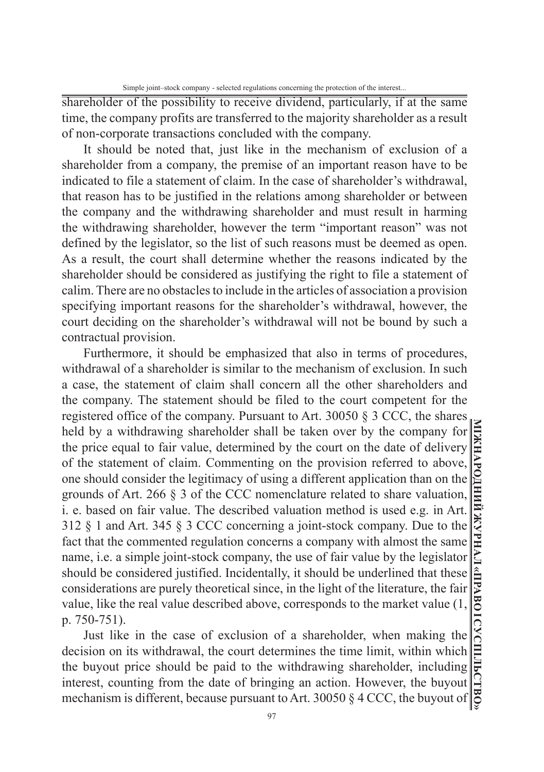shareholder of the possibility to receive dividend, particularly, if at the same time, the company profits are transferred to the majority shareholder as a result of non-corporate transactions concluded with the company.

It should be noted that, just like in the mechanism of exclusion of a shareholder from a company, the premise of an important reason have to be indicated to file a statement of claim. In the case of shareholder's withdrawal, that reason has to be justified in the relations among shareholder or between the company and the withdrawing shareholder and must result in harming the withdrawing shareholder, however the term "important reason" was not defined by the legislator, so the list of such reasons must be deemed as open. As a result, the court shall determine whether the reasons indicated by the shareholder should be considered as justifying the right to file a statement of calim. There are no obstacles to include in the articles of association a provision specifying important reasons for the shareholder's withdrawal, however, the court deciding on the shareholder's withdrawal will not be bound by such a contractual provision.

Furthermore, it should be emphasized that also in terms of procedures, withdrawal of a shareholder is similar to the mechanism of exclusion. In such a case, the statement of claim shall concern all the other shareholders and the company. The statement should be filed to the court competent for the registered office of the company. Pursuant to Art. 30050 § 3 CCC, the shares held by a withdrawing shareholder shall be taken over by the company for the price equal to fair value, determined by the court on the date of delivery of the statement of claim. Commenting on the provision referred to above, one should consider the legitimacy of using a different application than on the grounds of Art. 266 § 3 of the CCC nomenclature related to share valuation, i. e. based on fair value. The described valuation method is used e.g. in Art. 312 § 1 and Art. 345 § 3 CCC concerning a joint-stock company. Due to the fact that the commented regulation concerns a company with almost the same name, i.e. a simple joint-stock company, the use of fair value by the legislator should be considered justified. Incidentally, it should be underlined that these considerations are purely theoretical since, in the light of the literature, the fair value, like the real value described above, corresponds to the market value (1, p. 750-751).

Just like in the case of exclusion of a shareholder, when making the decision on its withdrawal, the court determines the time limit, within which the buyout price should be paid to the withdrawing shareholder, including interest, counting from the date of bringing an action. However, the buyout mechanism is different, because pursuant to Art. 30050 § 4 CCC, the buyout of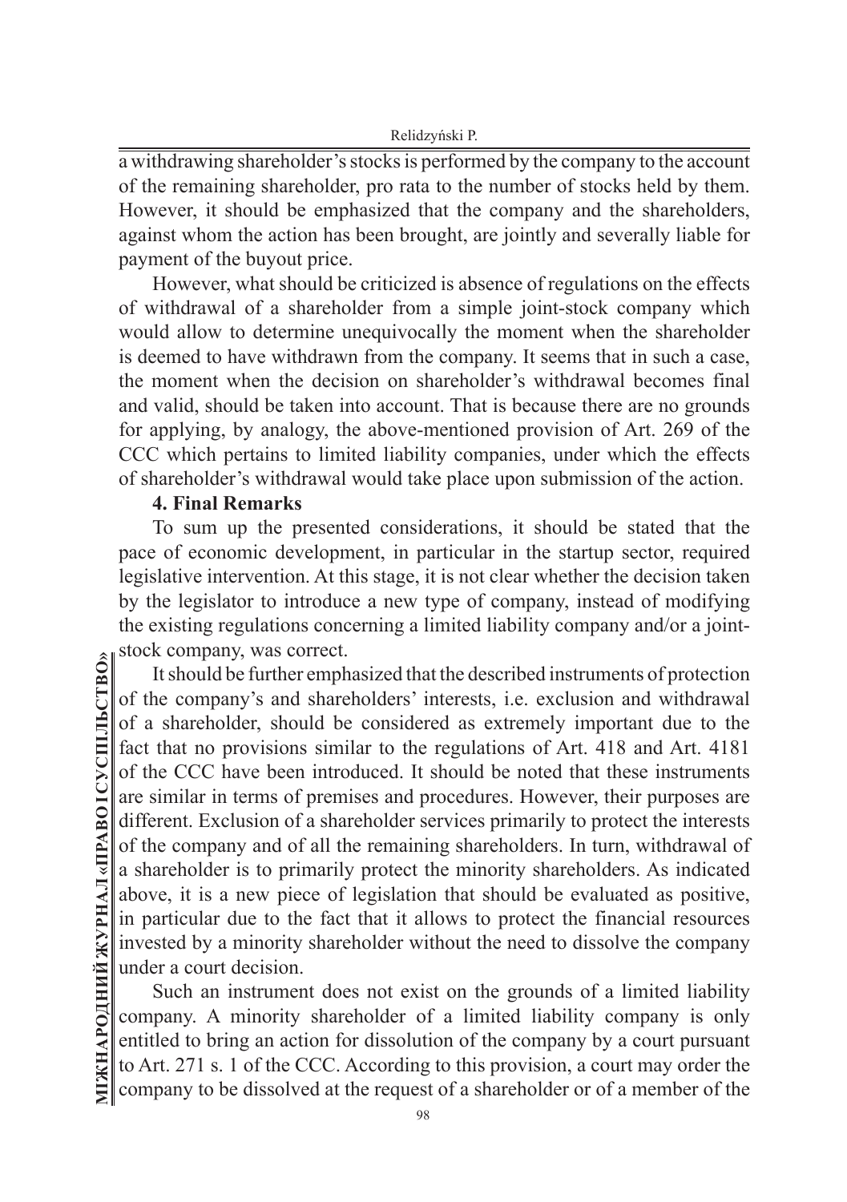a withdrawing shareholder's stocks is performed by the company to the account of the remaining shareholder, pro rata to the number of stocks held by them. However, it should be emphasized that the company and the shareholders, against whom the action has been brought, are jointly and severally liable for payment of the buyout price.

However, what should be criticized is absence of regulations on the effects of withdrawal of a shareholder from a simple joint-stock company which would allow to determine unequivocally the moment when the shareholder is deemed to have withdrawn from the company. It seems that in such a case, the moment when the decision on shareholder's withdrawal becomes final and valid, should be taken into account. That is because there are no grounds for applying, by analogy, the above-mentioned provision of Art. 269 of the CCC which pertains to limited liability companies, under which the effects of shareholder's withdrawal would take place upon submission of the action.

## 4. Final Remarks

To sum up the presented considerations, it should be stated that the pace of economic development, in particular in the startup sector, required legislative intervention. At this stage, it is not clear whether the decision taken by the legislator to introduce a new type of company, instead of modifying the existing regulations concerning a limited liability company and/or a joint-stock company, was correct.

It should be further emphasized that the described instruments of protection of the company's and shareholders' interests, i.e. exclusion and withdrawal of a shareholder, should be considered as extremely important due to the fact that no provisions similar to the regulations of Art. 418 and Art. 4181 of the CCC have been introduced. It should be noted that these instruments are similar in terms of premises and procedures. However, their purposes are different. Exclusion of a shareholder services primarily to protect the interests of the company and of all the remaining shareholders. In turn, withdrawal of a shareholder is to primarily protect the minority shareholders. As indicated above, it is a new piece of legislation that should be evaluated as positive, in particular due to the fact that it allows to protect the financial resources invested by a minority shareholder without the need to dissolve the company under a court decision.

Such an instrument does not exist on the grounds of a limited liability company. A minority shareholder of a limited liability company is only entitled to bring an action for dissolution of the company by a court pursuant to Art. 271 s. 1 of the CCC. According to this provision, a court may order the company to be dissolved at the request of a shareholder or of a member of the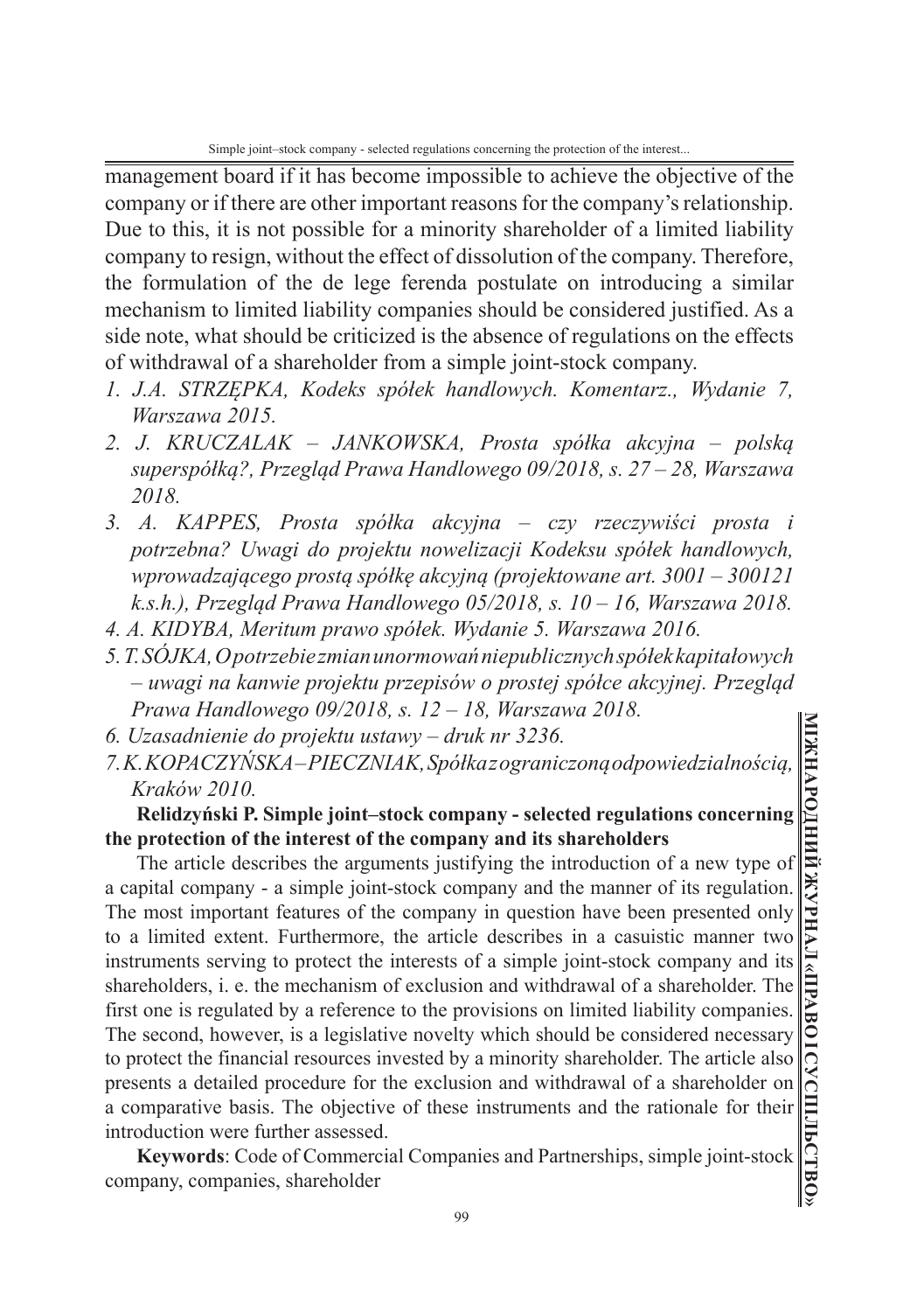management board if it has become impossible to achieve the objective of the company or if there are other important reasons for the company's relationship. Due to this, it is not possible for a minority shareholder of a limited liability company to resign, without the effect of dissolution of the company. Therefore, the formulation of the de lege ferenda postulate on introducing a similar mechanism to limited liability companies should be considered justified. As a side note, what should be criticized is the absence of regulations on the effects of withdrawal of a shareholder from a simple joint-stock company.

1. *J.A. STRZĘPKA, Kodeks spółek handlowych. Komentarz., Wydanie 7, Warszawa 2015.*
2. *J. KRUCZALAK – JANKOWSKA, Prosta spółka akcyjna – polską superspółką?, Przegląd Prawa Handlowego 09/2018, s. 27 – 28, Warszawa 2018.*
3. *A. KAPPES, Prosta spółka akcyjna – czy rzeczywiści prosta i potrzebna? Uwagi do projektu nowelizacji Kodeksu spółek handlowych, wprowadzającego prostą spółkę akcyjną (projektowane art. 3001 – 300121 k.s.h.), Przegląd Prawa Handlowego 05/2018, s. 10 – 16, Warszawa 2018.*
4. *A. KIDYBA, Meritum prawo spółek. Wydanie 5. Warszawa 2016.*
5. *T. SÓJKA, O potrzebie zmian unormowań niepublicznych spółek kapitałowych – uwagi na kanwie projektu przepisów o prostej spółce akcyjnej. Przegląd Prawa Handlowego 09/2018, s. 12 – 18, Warszawa 2018.*
6. *Uzasadnienie do projektu ustawy – druk nr 3236.*
7. *K. KOPACZYŃSKA – PIECZNIAK, Spółka z ograniczoną odpowiedzialnością, Kraków 2010.*

**Relidzyński P. Simple joint–stock company - selected regulations concerning the protection of the interest of the company and its shareholders**

The article describes the arguments justifying the introduction of a new type of a capital company - a simple joint-stock company and the manner of its regulation. The most important features of the company in question have been presented only to a limited extent. Furthermore, the article describes in a casuistic manner two instruments serving to protect the interests of a simple joint-stock company and its shareholders, i. e. the mechanism of exclusion and withdrawal of a shareholder. The first one is regulated by a reference to the provisions on limited liability companies. The second, however, is a legislative novelty which should be considered necessary to protect the financial resources invested by a minority shareholder. The article also presents a detailed procedure for the exclusion and withdrawal of a shareholder on a comparative basis. The objective of these instruments and the rationale for their introduction were further assessed.

**Keywords**: Code of Commercial Companies and Partnerships, simple joint-stock company, companies, shareholder